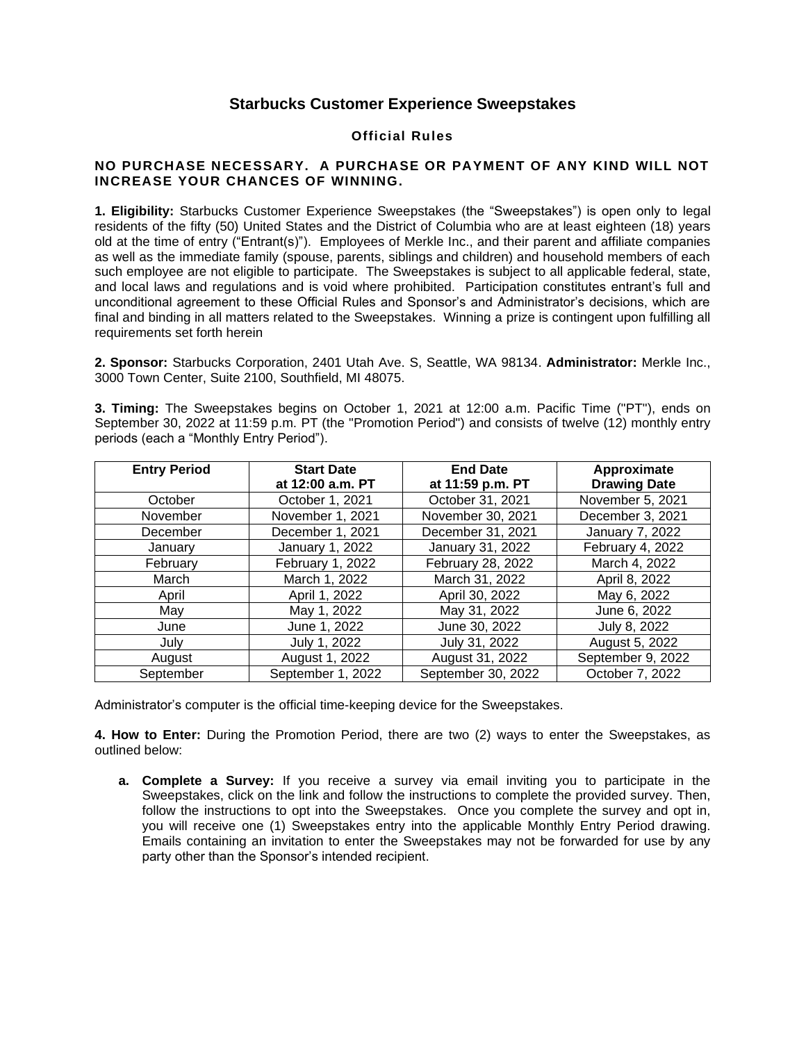# Starbucks Customer Experience Sweepstakes

## Official Rules

**NO PURCHASE NECESSARY. A PURCHASE OR PAYMENT OF ANY KIND WILL NOT INCREASE YOUR CHANCES OF WINNING.**

**1. Eligibility:** Starbucks Customer Experience Sweepstakes (the "Sweepstakes") is open only to legal residents of the fifty (50) United States and the District of Columbia who are at least eighteen (18) years old at the time of entry ("Entrant(s)"). Employees of Merkle Inc., and their parent and affiliate companies as well as the immediate family (spouse, parents, siblings and children) and household members of each such employee are not eligible to participate. The Sweepstakes is subject to all applicable federal, state, and local laws and regulations and is void where prohibited. Participation constitutes entrant's full and unconditional agreement to these Official Rules and Sponsor's and Administrator's decisions, which are final and binding in all matters related to the Sweepstakes. Winning a prize is contingent upon fulfilling all requirements set forth herein

**2. Sponsor:** Starbucks Corporation, 2401 Utah Ave. S, Seattle, WA 98134. **Administrator:** Merkle Inc., 3000 Town Center, Suite 2100, Southfield, MI 48075.

**3. Timing:** The Sweepstakes begins on October 1, 2021 at 12:00 a.m. Pacific Time ("PT"), ends on September 30, 2022 at 11:59 p.m. PT (the "Promotion Period") and consists of twelve (12) monthly entry periods (each a "Monthly Entry Period").

| Entry Period | Start Date at 12:00 a.m. PT | End Date at 11:59 p.m. PT | Approximate Drawing Date |
|---|---|---|---|
| October | October 1, 2021 | October 31, 2021 | November 5, 2021 |
| November | November 1, 2021 | November 30, 2021 | December 3, 2021 |
| December | December 1, 2021 | December 31, 2021 | January 7, 2022 |
| January | January 1, 2022 | January 31, 2022 | February 4, 2022 |
| February | February 1, 2022 | February 28, 2022 | March 4, 2022 |
| March | March 1, 2022 | March 31, 2022 | April 8, 2022 |
| April | April 1, 2022 | April 30, 2022 | May 6, 2022 |
| May | May 1, 2022 | May 31, 2022 | June 6, 2022 |
| June | June 1, 2022 | June 30, 2022 | July 8, 2022 |
| July | July 1, 2022 | July 31, 2022 | August 5, 2022 |
| August | August 1, 2022 | August 31, 2022 | September 9, 2022 |
| September | September 1, 2022 | September 30, 2022 | October 7, 2022 |

Administrator's computer is the official time-keeping device for the Sweepstakes.

**4. How to Enter:** During the Promotion Period, there are two (2) ways to enter the Sweepstakes, as outlined below:

**a. Complete a Survey:** If you receive a survey via email inviting you to participate in the Sweepstakes, click on the link and follow the instructions to complete the provided survey. Then, follow the instructions to opt into the Sweepstakes. Once you complete the survey and opt in, you will receive one (1) Sweepstakes entry into the applicable Monthly Entry Period drawing. Emails containing an invitation to enter the Sweepstakes may not be forwarded for use by any party other than the Sponsor's intended recipient.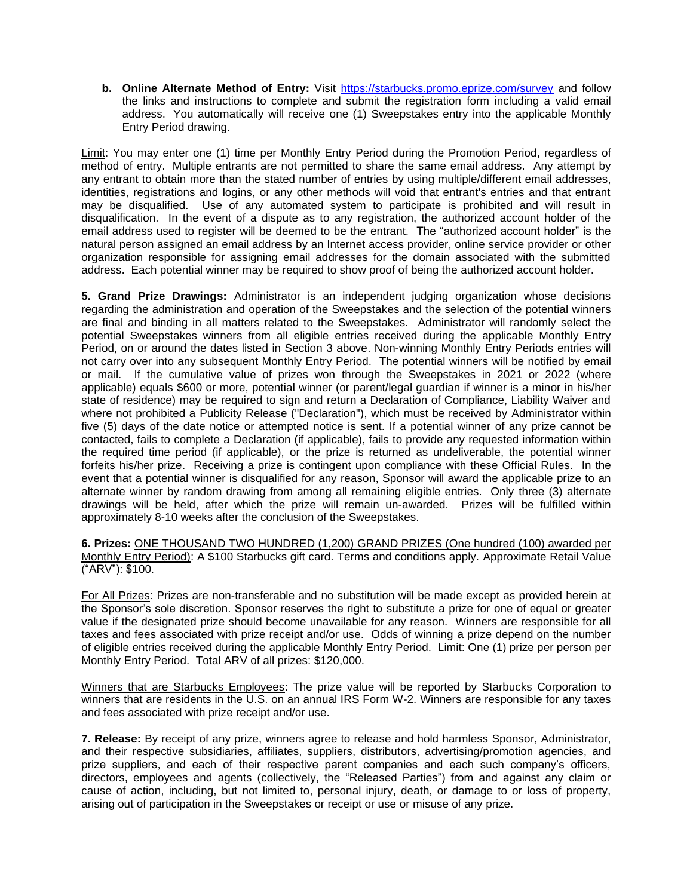**b. Online Alternate Method of Entry:** Visit https://starbucks.promo.eprize.com/survey and follow the links and instructions to complete and submit the registration form including a valid email address. You automatically will receive one (1) Sweepstakes entry into the applicable Monthly Entry Period drawing.

Limit: You may enter one (1) time per Monthly Entry Period during the Promotion Period, regardless of method of entry. Multiple entrants are not permitted to share the same email address. Any attempt by any entrant to obtain more than the stated number of entries by using multiple/different email addresses, identities, registrations and logins, or any other methods will void that entrant's entries and that entrant may be disqualified. Use of any automated system to participate is prohibited and will result in disqualification. In the event of a dispute as to any registration, the authorized account holder of the email address used to register will be deemed to be the entrant. The "authorized account holder" is the natural person assigned an email address by an Internet access provider, online service provider or other organization responsible for assigning email addresses for the domain associated with the submitted address. Each potential winner may be required to show proof of being the authorized account holder.

**5. Grand Prize Drawings:** Administrator is an independent judging organization whose decisions regarding the administration and operation of the Sweepstakes and the selection of the potential winners are final and binding in all matters related to the Sweepstakes. Administrator will randomly select the potential Sweepstakes winners from all eligible entries received during the applicable Monthly Entry Period, on or around the dates listed in Section 3 above. Non-winning Monthly Entry Periods entries will not carry over into any subsequent Monthly Entry Period. The potential winners will be notified by email or mail. If the cumulative value of prizes won through the Sweepstakes in 2021 or 2022 (where applicable) equals $600 or more, potential winner (or parent/legal guardian if winner is a minor in his/her state of residence) may be required to sign and return a Declaration of Compliance, Liability Waiver and where not prohibited a Publicity Release ("Declaration"), which must be received by Administrator within five (5) days of the date notice or attempted notice is sent. If a potential winner of any prize cannot be contacted, fails to complete a Declaration (if applicable), fails to provide any requested information within the required time period (if applicable), or the prize is returned as undeliverable, the potential winner forfeits his/her prize. Receiving a prize is contingent upon compliance with these Official Rules. In the event that a potential winner is disqualified for any reason, Sponsor will award the applicable prize to an alternate winner by random drawing from among all remaining eligible entries. Only three (3) alternate drawings will be held, after which the prize will remain un-awarded. Prizes will be fulfilled within approximately 8-10 weeks after the conclusion of the Sweepstakes.

**6. Prizes:** ONE THOUSAND TWO HUNDRED (1,200) GRAND PRIZES (One hundred (100) awarded per Monthly Entry Period): A $100 Starbucks gift card. Terms and conditions apply. Approximate Retail Value ("ARV"): $100.

For All Prizes: Prizes are non-transferable and no substitution will be made except as provided herein at the Sponsor's sole discretion. Sponsor reserves the right to substitute a prize for one of equal or greater value if the designated prize should become unavailable for any reason. Winners are responsible for all taxes and fees associated with prize receipt and/or use. Odds of winning a prize depend on the number of eligible entries received during the applicable Monthly Entry Period. Limit: One (1) prize per person per Monthly Entry Period. Total ARV of all prizes: $120,000.

Winners that are Starbucks Employees: The prize value will be reported by Starbucks Corporation to winners that are residents in the U.S. on an annual IRS Form W-2. Winners are responsible for any taxes and fees associated with prize receipt and/or use.

**7. Release:** By receipt of any prize, winners agree to release and hold harmless Sponsor, Administrator, and their respective subsidiaries, affiliates, suppliers, distributors, advertising/promotion agencies, and prize suppliers, and each of their respective parent companies and each such company's officers, directors, employees and agents (collectively, the "Released Parties") from and against any claim or cause of action, including, but not limited to, personal injury, death, or damage to or loss of property, arising out of participation in the Sweepstakes or receipt or use or misuse of any prize.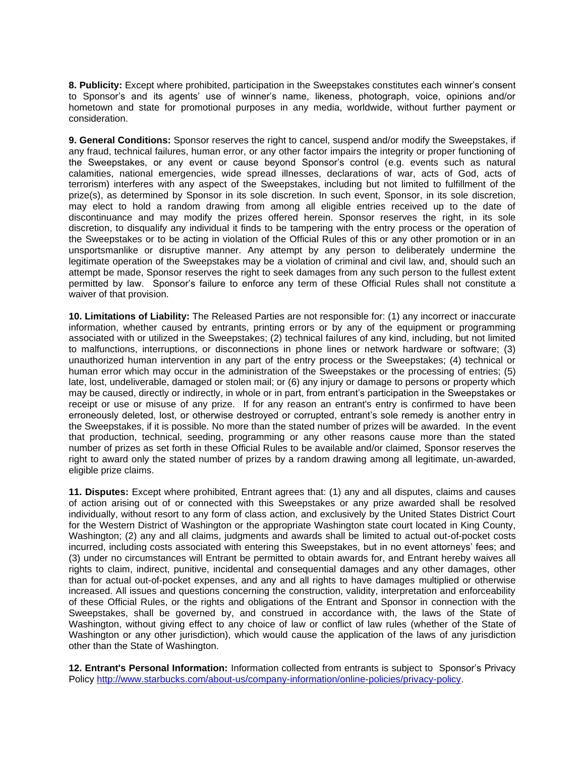**8. Publicity:** Except where prohibited, participation in the Sweepstakes constitutes each winner's consent to Sponsor's and its agents' use of winner's name, likeness, photograph, voice, opinions and/or hometown and state for promotional purposes in any media, worldwide, without further payment or consideration.

**9. General Conditions:** Sponsor reserves the right to cancel, suspend and/or modify the Sweepstakes, if any fraud, technical failures, human error, or any other factor impairs the integrity or proper functioning of the Sweepstakes, or any event or cause beyond Sponsor's control (e.g. events such as natural calamities, national emergencies, wide spread illnesses, declarations of war, acts of God, acts of terrorism) interferes with any aspect of the Sweepstakes, including but not limited to fulfillment of the prize(s), as determined by Sponsor in its sole discretion. In such event, Sponsor, in its sole discretion, may elect to hold a random drawing from among all eligible entries received up to the date of discontinuance and may modify the prizes offered herein. Sponsor reserves the right, in its sole discretion, to disqualify any individual it finds to be tampering with the entry process or the operation of the Sweepstakes or to be acting in violation of the Official Rules of this or any other promotion or in an unsportsmanlike or disruptive manner. Any attempt by any person to deliberately undermine the legitimate operation of the Sweepstakes may be a violation of criminal and civil law, and, should such an attempt be made, Sponsor reserves the right to seek damages from any such person to the fullest extent permitted by law. Sponsor's failure to enforce any term of these Official Rules shall not constitute a waiver of that provision.

**10. Limitations of Liability:** The Released Parties are not responsible for: (1) any incorrect or inaccurate information, whether caused by entrants, printing errors or by any of the equipment or programming associated with or utilized in the Sweepstakes; (2) technical failures of any kind, including, but not limited to malfunctions, interruptions, or disconnections in phone lines or network hardware or software; (3) unauthorized human intervention in any part of the entry process or the Sweepstakes; (4) technical or human error which may occur in the administration of the Sweepstakes or the processing of entries; (5) late, lost, undeliverable, damaged or stolen mail; or (6) any injury or damage to persons or property which may be caused, directly or indirectly, in whole or in part, from entrant's participation in the Sweepstakes or receipt or use or misuse of any prize. If for any reason an entrant's entry is confirmed to have been erroneously deleted, lost, or otherwise destroyed or corrupted, entrant's sole remedy is another entry in the Sweepstakes, if it is possible. No more than the stated number of prizes will be awarded. In the event that production, technical, seeding, programming or any other reasons cause more than the stated number of prizes as set forth in these Official Rules to be available and/or claimed, Sponsor reserves the right to award only the stated number of prizes by a random drawing among all legitimate, un-awarded, eligible prize claims.

**11. Disputes:** Except where prohibited, Entrant agrees that: (1) any and all disputes, claims and causes of action arising out of or connected with this Sweepstakes or any prize awarded shall be resolved individually, without resort to any form of class action, and exclusively by the United States District Court for the Western District of Washington or the appropriate Washington state court located in King County, Washington; (2) any and all claims, judgments and awards shall be limited to actual out-of-pocket costs incurred, including costs associated with entering this Sweepstakes, but in no event attorneys' fees; and (3) under no circumstances will Entrant be permitted to obtain awards for, and Entrant hereby waives all rights to claim, indirect, punitive, incidental and consequential damages and any other damages, other than for actual out-of-pocket expenses, and any and all rights to have damages multiplied or otherwise increased. All issues and questions concerning the construction, validity, interpretation and enforceability of these Official Rules, or the rights and obligations of the Entrant and Sponsor in connection with the Sweepstakes, shall be governed by, and construed in accordance with, the laws of the State of Washington, without giving effect to any choice of law or conflict of law rules (whether of the State of Washington or any other jurisdiction), which would cause the application of the laws of any jurisdiction other than the State of Washington.

**12. Entrant's Personal Information:** Information collected from entrants is subject to Sponsor's Privacy Policy http://www.starbucks.com/about-us/company-information/online-policies/privacy-policy.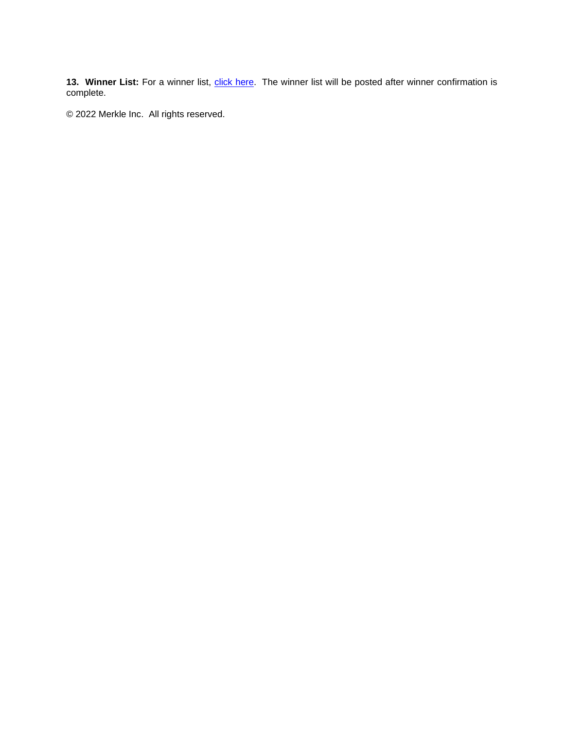**13. Winner List:** For a winner list, click here. The winner list will be posted after winner confirmation is complete.

© 2022 Merkle Inc. All rights reserved.